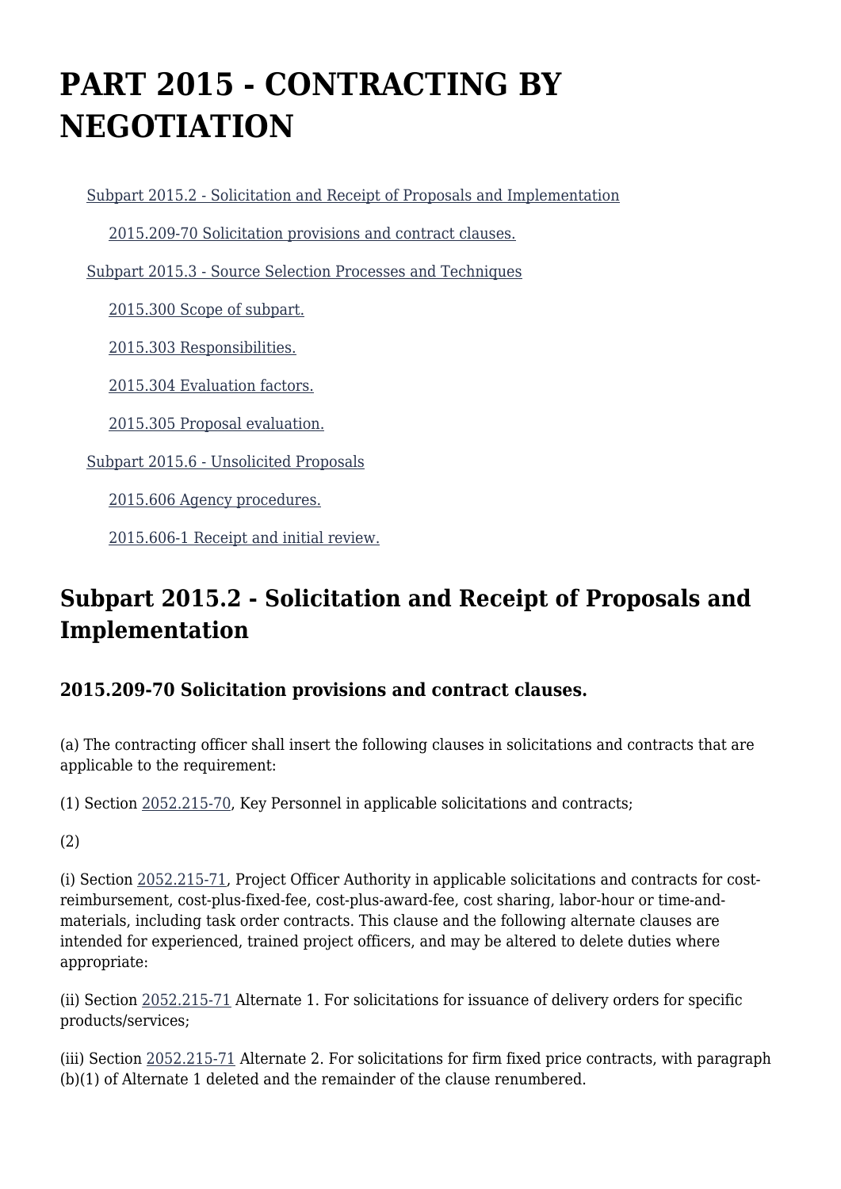# PART 2015 - CONTRACTING BY NEGOTIATION

- Subpart 2015.2 - Solicitation and Receipt of Proposals and Implementation
  - 2015.209-70 Solicitation provisions and contract clauses.
- Subpart 2015.3 - Source Selection Processes and Techniques
  - 2015.300 Scope of subpart.
  - 2015.303 Responsibilities.
  - 2015.304 Evaluation factors.
  - 2015.305 Proposal evaluation.
- Subpart 2015.6 - Unsolicited Proposals
  - 2015.606 Agency procedures.
  - 2015.606-1 Receipt and initial review.

## Subpart 2015.2 - Solicitation and Receipt of Proposals and Implementation

### 2015.209-70 Solicitation provisions and contract clauses.

(a) The contracting officer shall insert the following clauses in solicitations and contracts that are applicable to the requirement:

(1) Section 2052.215-70, Key Personnel in applicable solicitations and contracts;

(2)

(i) Section 2052.215-71, Project Officer Authority in applicable solicitations and contracts for cost-reimbursement, cost-plus-fixed-fee, cost-plus-award-fee, cost sharing, labor-hour or time-and-materials, including task order contracts. This clause and the following alternate clauses are intended for experienced, trained project officers, and may be altered to delete duties where appropriate:

(ii) Section 2052.215-71 Alternate 1. For solicitations for issuance of delivery orders for specific products/services;

(iii) Section 2052.215-71 Alternate 2. For solicitations for firm fixed price contracts, with paragraph (b)(1) of Alternate 1 deleted and the remainder of the clause renumbered.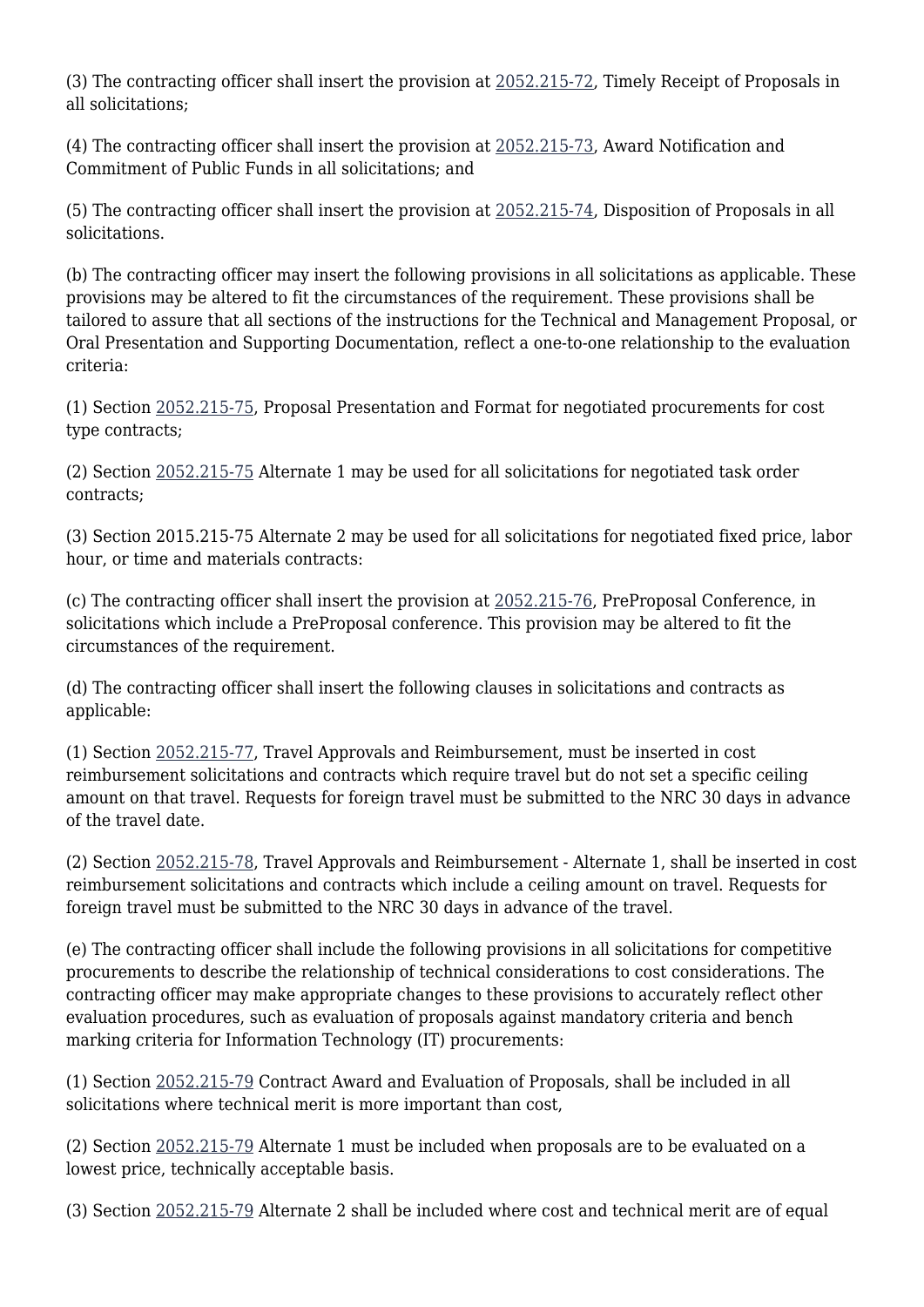(3) The contracting officer shall insert the provision at 2052.215-72, Timely Receipt of Proposals in all solicitations;

(4) The contracting officer shall insert the provision at 2052.215-73, Award Notification and Commitment of Public Funds in all solicitations; and

(5) The contracting officer shall insert the provision at 2052.215-74, Disposition of Proposals in all solicitations.

(b) The contracting officer may insert the following provisions in all solicitations as applicable. These provisions may be altered to fit the circumstances of the requirement. These provisions shall be tailored to assure that all sections of the instructions for the Technical and Management Proposal, or Oral Presentation and Supporting Documentation, reflect a one-to-one relationship to the evaluation criteria:

(1) Section 2052.215-75, Proposal Presentation and Format for negotiated procurements for cost type contracts;

(2) Section 2052.215-75 Alternate 1 may be used for all solicitations for negotiated task order contracts;

(3) Section 2015.215-75 Alternate 2 may be used for all solicitations for negotiated fixed price, labor hour, or time and materials contracts:

(c) The contracting officer shall insert the provision at 2052.215-76, PreProposal Conference, in solicitations which include a PreProposal conference. This provision may be altered to fit the circumstances of the requirement.

(d) The contracting officer shall insert the following clauses in solicitations and contracts as applicable:

(1) Section 2052.215-77, Travel Approvals and Reimbursement, must be inserted in cost reimbursement solicitations and contracts which require travel but do not set a specific ceiling amount on that travel. Requests for foreign travel must be submitted to the NRC 30 days in advance of the travel date.

(2) Section 2052.215-78, Travel Approvals and Reimbursement - Alternate 1, shall be inserted in cost reimbursement solicitations and contracts which include a ceiling amount on travel. Requests for foreign travel must be submitted to the NRC 30 days in advance of the travel.

(e) The contracting officer shall include the following provisions in all solicitations for competitive procurements to describe the relationship of technical considerations to cost considerations. The contracting officer may make appropriate changes to these provisions to accurately reflect other evaluation procedures, such as evaluation of proposals against mandatory criteria and bench marking criteria for Information Technology (IT) procurements:

(1) Section 2052.215-79 Contract Award and Evaluation of Proposals, shall be included in all solicitations where technical merit is more important than cost,

(2) Section 2052.215-79 Alternate 1 must be included when proposals are to be evaluated on a lowest price, technically acceptable basis.

(3) Section 2052.215-79 Alternate 2 shall be included where cost and technical merit are of equal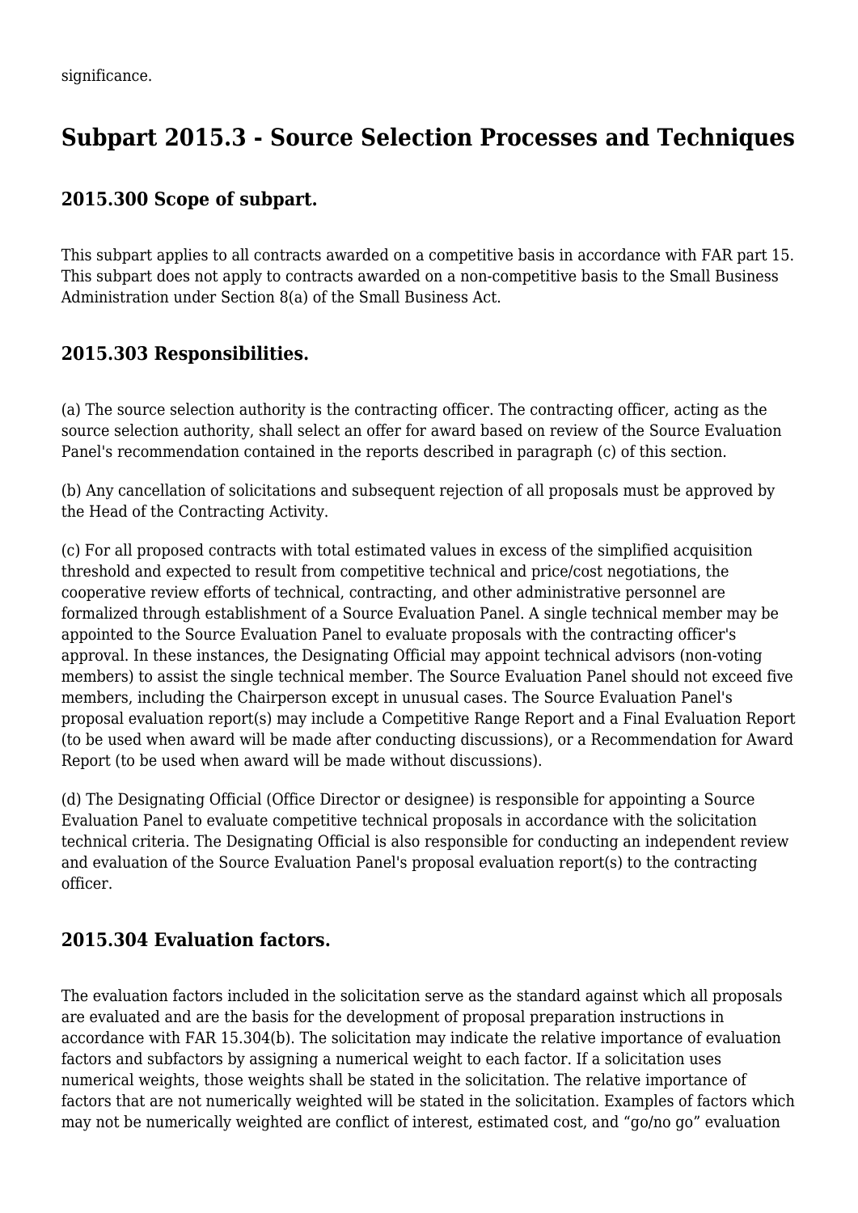significance.

## Subpart 2015.3 - Source Selection Processes and Techniques

### 2015.300 Scope of subpart.

This subpart applies to all contracts awarded on a competitive basis in accordance with FAR part 15. This subpart does not apply to contracts awarded on a non-competitive basis to the Small Business Administration under Section 8(a) of the Small Business Act.

### 2015.303 Responsibilities.

(a) The source selection authority is the contracting officer. The contracting officer, acting as the source selection authority, shall select an offer for award based on review of the Source Evaluation Panel's recommendation contained in the reports described in paragraph (c) of this section.

(b) Any cancellation of solicitations and subsequent rejection of all proposals must be approved by the Head of the Contracting Activity.

(c) For all proposed contracts with total estimated values in excess of the simplified acquisition threshold and expected to result from competitive technical and price/cost negotiations, the cooperative review efforts of technical, contracting, and other administrative personnel are formalized through establishment of a Source Evaluation Panel. A single technical member may be appointed to the Source Evaluation Panel to evaluate proposals with the contracting officer's approval. In these instances, the Designating Official may appoint technical advisors (non-voting members) to assist the single technical member. The Source Evaluation Panel should not exceed five members, including the Chairperson except in unusual cases. The Source Evaluation Panel's proposal evaluation report(s) may include a Competitive Range Report and a Final Evaluation Report (to be used when award will be made after conducting discussions), or a Recommendation for Award Report (to be used when award will be made without discussions).

(d) The Designating Official (Office Director or designee) is responsible for appointing a Source Evaluation Panel to evaluate competitive technical proposals in accordance with the solicitation technical criteria. The Designating Official is also responsible for conducting an independent review and evaluation of the Source Evaluation Panel's proposal evaluation report(s) to the contracting officer.

### 2015.304 Evaluation factors.

The evaluation factors included in the solicitation serve as the standard against which all proposals are evaluated and are the basis for the development of proposal preparation instructions in accordance with FAR 15.304(b). The solicitation may indicate the relative importance of evaluation factors and subfactors by assigning a numerical weight to each factor. If a solicitation uses numerical weights, those weights shall be stated in the solicitation. The relative importance of factors that are not numerically weighted will be stated in the solicitation. Examples of factors which may not be numerically weighted are conflict of interest, estimated cost, and “go/no go” evaluation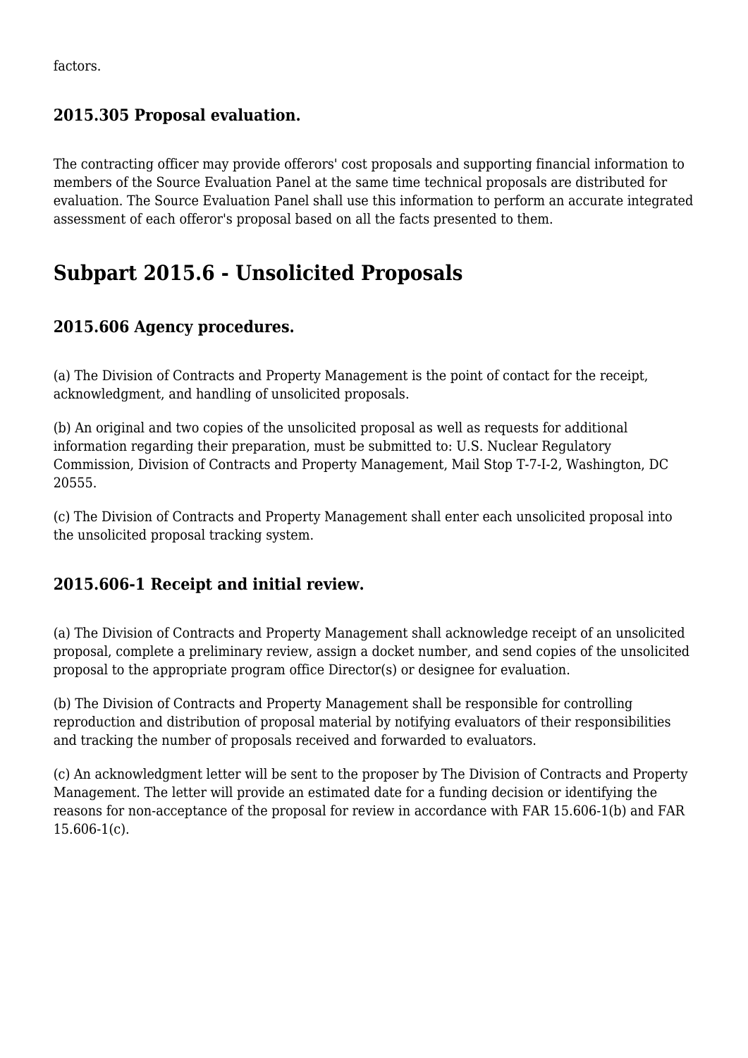factors.

### 2015.305 Proposal evaluation.

The contracting officer may provide offerors' cost proposals and supporting financial information to members of the Source Evaluation Panel at the same time technical proposals are distributed for evaluation. The Source Evaluation Panel shall use this information to perform an accurate integrated assessment of each offeror's proposal based on all the facts presented to them.

## Subpart 2015.6 - Unsolicited Proposals

### 2015.606 Agency procedures.

(a) The Division of Contracts and Property Management is the point of contact for the receipt, acknowledgment, and handling of unsolicited proposals.

(b) An original and two copies of the unsolicited proposal as well as requests for additional information regarding their preparation, must be submitted to: U.S. Nuclear Regulatory Commission, Division of Contracts and Property Management, Mail Stop T-7-I-2, Washington, DC 20555.

(c) The Division of Contracts and Property Management shall enter each unsolicited proposal into the unsolicited proposal tracking system.

### 2015.606-1 Receipt and initial review.

(a) The Division of Contracts and Property Management shall acknowledge receipt of an unsolicited proposal, complete a preliminary review, assign a docket number, and send copies of the unsolicited proposal to the appropriate program office Director(s) or designee for evaluation.

(b) The Division of Contracts and Property Management shall be responsible for controlling reproduction and distribution of proposal material by notifying evaluators of their responsibilities and tracking the number of proposals received and forwarded to evaluators.

(c) An acknowledgment letter will be sent to the proposer by The Division of Contracts and Property Management. The letter will provide an estimated date for a funding decision or identifying the reasons for non-acceptance of the proposal for review in accordance with FAR 15.606-1(b) and FAR 15.606-1(c).